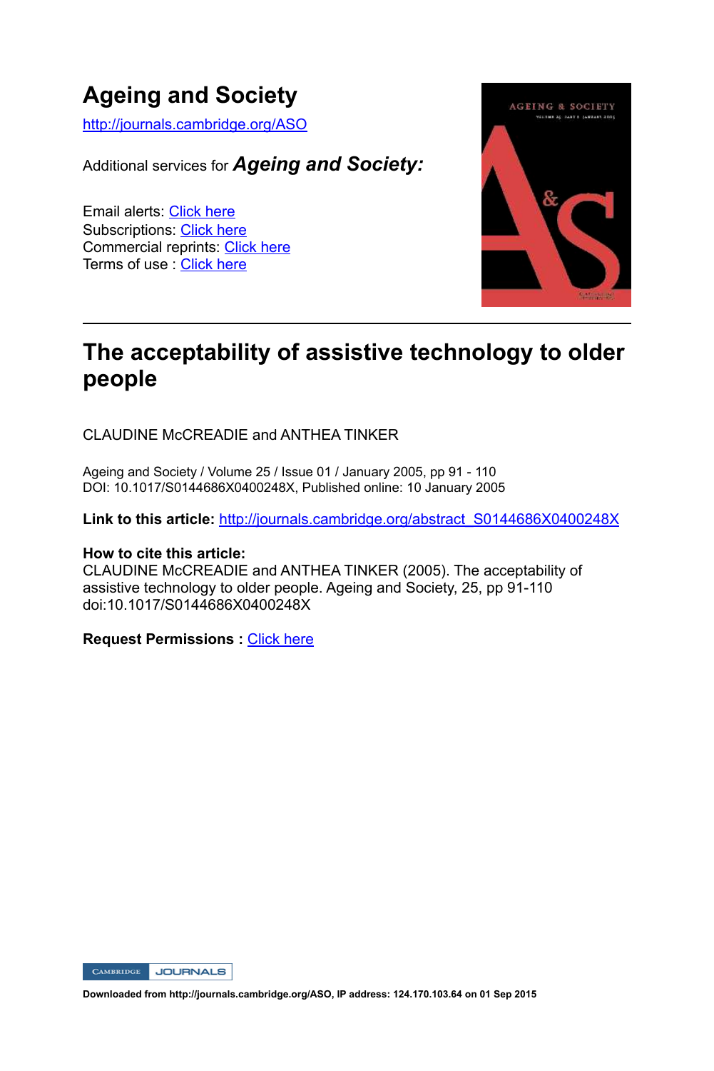# Ageing and Society

http://journals.cambridge.org/ASO

Additional services for ***Ageing and Society:***

Email alerts: Click here
Subscriptions: Click here
Commercial reprints: Click here
Terms of use : Click here

## The acceptability of assistive technology to older people

CLAUDINE McCREADIE and ANTHEA TINKER

Ageing and Society / Volume 25 / Issue 01 / January 2005, pp 91 - 110
DOI: 10.1017/S0144686X0400248X, Published online: 10 January 2005

**Link to this article:** http://journals.cambridge.org/abstract_S0144686X0400248X

**How to cite this article:**
CLAUDINE McCREADIE and ANTHEA TINKER (2005). The acceptability of assistive technology to older people. Ageing and Society, 25, pp 91-110 doi:10.1017/S0144686X0400248X

**Request Permissions :** Click here

**Downloaded from http://journals.cambridge.org/ASO, IP address: 124.170.103.64 on 01 Sep 2015**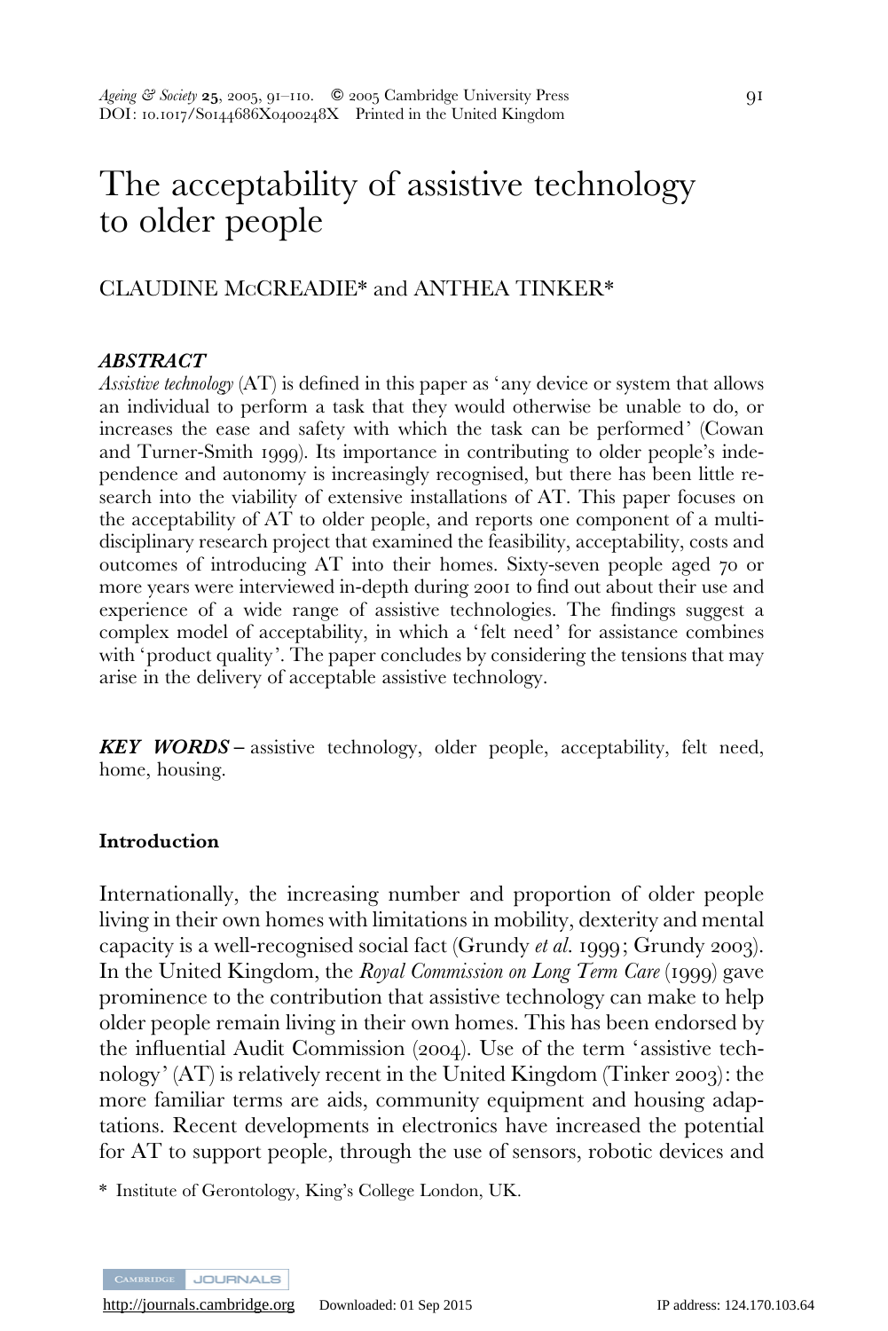# The acceptability of assistive technology to older people

CLAUDINE McCREADIE* and ANTHEA TINKER*

***ABSTRACT***

*Assistive technology* (AT) is defined in this paper as 'any device or system that allows an individual to perform a task that they would otherwise be unable to do, or increases the ease and safety with which the task can be performed' (Cowan and Turner-Smith 1999). Its importance in contributing to older people's independence and autonomy is increasingly recognised, but there has been little research into the viability of extensive installations of AT. This paper focuses on the acceptability of AT to older people, and reports one component of a multi-disciplinary research project that examined the feasibility, acceptability, costs and outcomes of introducing AT into their homes. Sixty-seven people aged 70 or more years were interviewed in-depth during 2001 to find out about their use and experience of a wide range of assistive technologies. The findings suggest a complex model of acceptability, in which a 'felt need' for assistance combines with 'product quality'. The paper concludes by considering the tensions that may arise in the delivery of acceptable assistive technology.

***KEY WORDS*** – assistive technology, older people, acceptability, felt need, home, housing.

## Introduction

Internationally, the increasing number and proportion of older people living in their own homes with limitations in mobility, dexterity and mental capacity is a well-recognised social fact (Grundy *et al.* 1999; Grundy 2003). In the United Kingdom, the *Royal Commission on Long Term Care* (1999) gave prominence to the contribution that assistive technology can make to help older people remain living in their own homes. This has been endorsed by the influential Audit Commission (2004). Use of the term 'assistive technology' (AT) is relatively recent in the United Kingdom (Tinker 2003): the more familiar terms are aids, community equipment and housing adaptations. Recent developments in electronics have increased the potential for AT to support people, through the use of sensors, robotic devices and

\* Institute of Gerontology, King's College London, UK.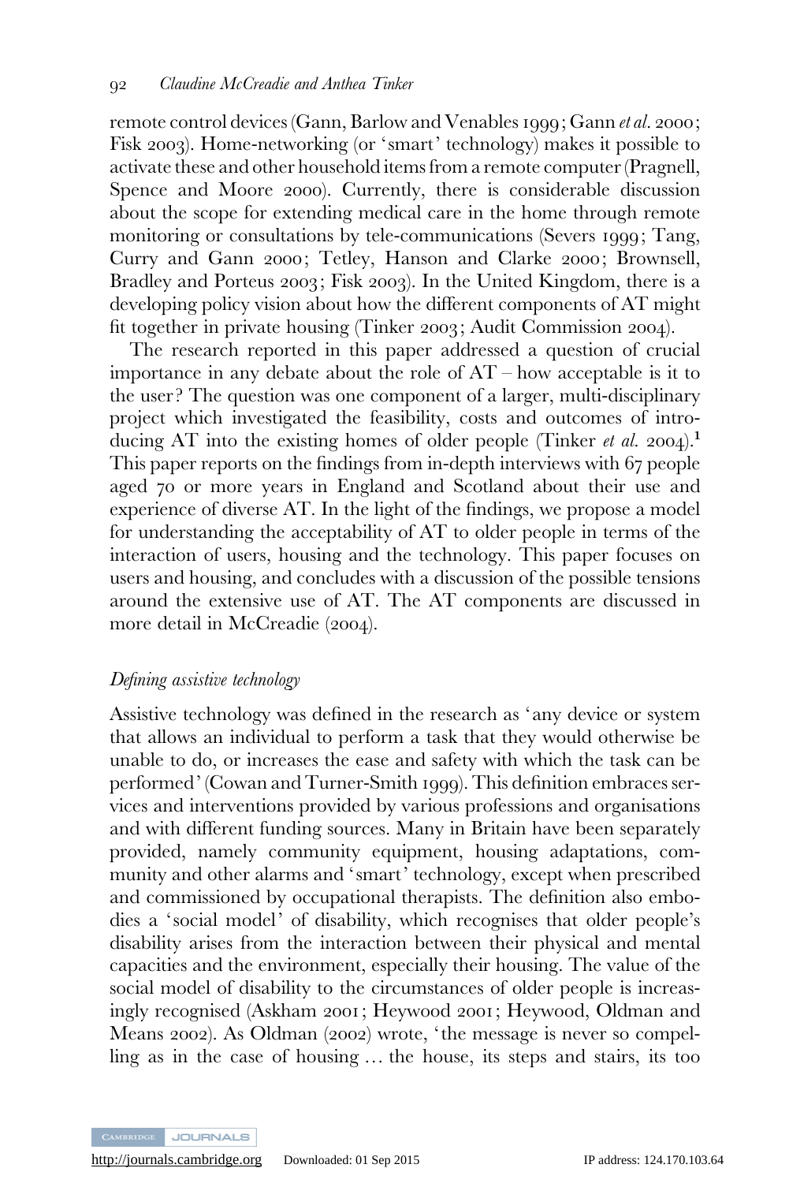remote control devices (Gann, Barlow and Venables 1999; Gann *et al.* 2000; Fisk 2003). Home-networking (or 'smart' technology) makes it possible to activate these and other household items from a remote computer (Pragnell, Spence and Moore 2000). Currently, there is considerable discussion about the scope for extending medical care in the home through remote monitoring or consultations by tele-communications (Severs 1999; Tang, Curry and Gann 2000; Tetley, Hanson and Clarke 2000; Brownsell, Bradley and Porteus 2003; Fisk 2003). In the United Kingdom, there is a developing policy vision about how the different components of AT might fit together in private housing (Tinker 2003; Audit Commission 2004).

The research reported in this paper addressed a question of crucial importance in any debate about the role of AT – how acceptable is it to the user? The question was one component of a larger, multi-disciplinary project which investigated the feasibility, costs and outcomes of introducing AT into the existing homes of older people (Tinker *et al.* 2004).[1] This paper reports on the findings from in-depth interviews with 67 people aged 70 or more years in England and Scotland about their use and experience of diverse AT. In the light of the findings, we propose a model for understanding the acceptability of AT to older people in terms of the interaction of users, housing and the technology. This paper focuses on users and housing, and concludes with a discussion of the possible tensions around the extensive use of AT. The AT components are discussed in more detail in McCreadie (2004).

### *Defining assistive technology*

Assistive technology was defined in the research as 'any device or system that allows an individual to perform a task that they would otherwise be unable to do, or increases the ease and safety with which the task can be performed' (Cowan and Turner-Smith 1999). This definition embraces services and interventions provided by various professions and organisations and with different funding sources. Many in Britain have been separately provided, namely community equipment, housing adaptations, community and other alarms and 'smart' technology, except when prescribed and commissioned by occupational therapists. The definition also embodies a 'social model' of disability, which recognises that older people's disability arises from the interaction between their physical and mental capacities and the environment, especially their housing. The value of the social model of disability to the circumstances of older people is increasingly recognised (Askham 2001; Heywood 2001; Heywood, Oldman and Means 2002). As Oldman (2002) wrote, 'the message is never so compelling as in the case of housing … the house, its steps and stairs, its too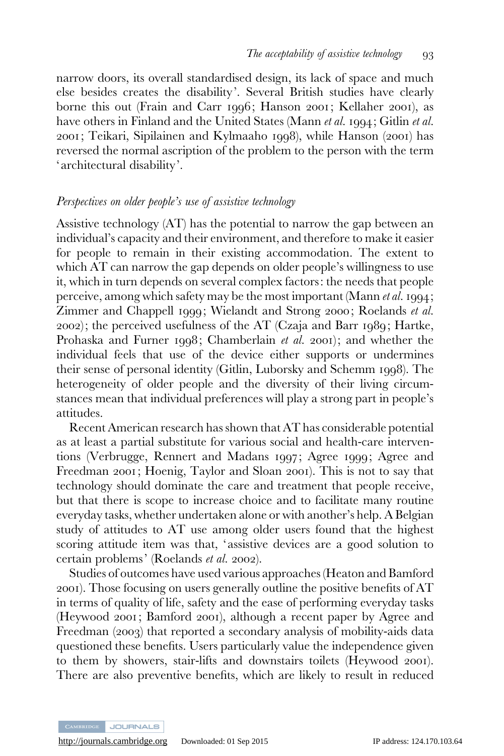narrow doors, its overall standardised design, its lack of space and much else besides creates the disability'. Several British studies have clearly borne this out (Frain and Carr 1996; Hanson 2001; Kellaher 2001), as have others in Finland and the United States (Mann *et al.* 1994; Gitlin *et al.* 2001; Teikari, Sipilainen and Kylmaaho 1998), while Hanson (2001) has reversed the normal ascription of the problem to the person with the term 'architectural disability'.

### *Perspectives on older people's use of assistive technology*

Assistive technology (AT) has the potential to narrow the gap between an individual's capacity and their environment, and therefore to make it easier for people to remain in their existing accommodation. The extent to which AT can narrow the gap depends on older people's willingness to use it, which in turn depends on several complex factors: the needs that people perceive, among which safety may be the most important (Mann *et al.* 1994; Zimmer and Chappell 1999; Wielandt and Strong 2000; Roelands *et al.* 2002); the perceived usefulness of the AT (Czaja and Barr 1989; Hartke, Prohaska and Furner 1998; Chamberlain *et al.* 2001); and whether the individual feels that use of the device either supports or undermines their sense of personal identity (Gitlin, Luborsky and Schemm 1998). The heterogeneity of older people and the diversity of their living circumstances mean that individual preferences will play a strong part in people's attitudes.

Recent American research has shown that AT has considerable potential as at least a partial substitute for various social and health-care interventions (Verbrugge, Rennert and Madans 1997; Agree 1999; Agree and Freedman 2001; Hoenig, Taylor and Sloan 2001). This is not to say that technology should dominate the care and treatment that people receive, but that there is scope to increase choice and to facilitate many routine everyday tasks, whether undertaken alone or with another's help. A Belgian study of attitudes to AT use among older users found that the highest scoring attitude item was that, 'assistive devices are a good solution to certain problems' (Roelands *et al.* 2002).

Studies of outcomes have used various approaches (Heaton and Bamford 2001). Those focusing on users generally outline the positive benefits of AT in terms of quality of life, safety and the ease of performing everyday tasks (Heywood 2001; Bamford 2001), although a recent paper by Agree and Freedman (2003) that reported a secondary analysis of mobility-aids data questioned these benefits. Users particularly value the independence given to them by showers, stair-lifts and downstairs toilets (Heywood 2001). There are also preventive benefits, which are likely to result in reduced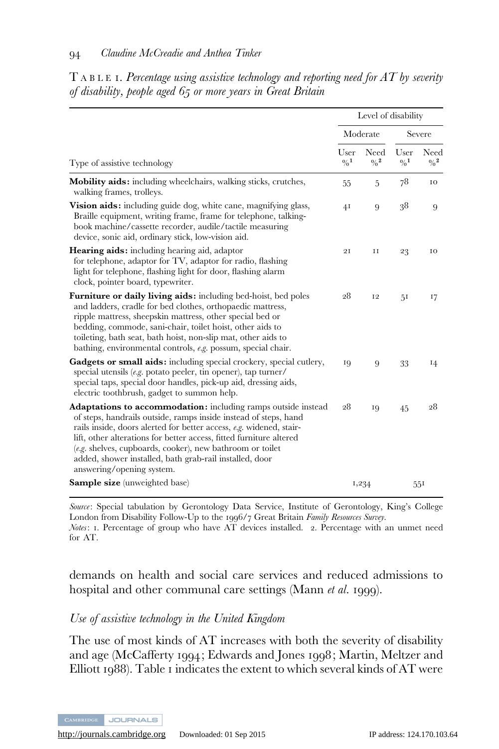TABLE 1. *Percentage using assistive technology and reporting need for AT by severity of disability, people aged 65 or more years in Great Britain*

| Type of assistive technology | Level of disability | | | |
|---|---|---|---|---|
| | Moderate | | Severe | |
| | User %[1] | Need %[2] | User %[1] | Need %[2] |
| **Mobility aids:** including wheelchairs, walking sticks, crutches, walking frames, trolleys. | 55 | 5 | 78 | 10 |
| **Vision aids:** including guide dog, white cane, magnifying glass, Braille equipment, writing frame, frame for telephone, talking-book machine/cassette recorder, audile/tactile measuring device, sonic aid, ordinary stick, low-vision aid. | 41 | 9 | 38 | 9 |
| **Hearing aids:** including hearing aid, adaptor for telephone, adaptor for TV, adaptor for radio, flashing light for telephone, flashing light for door, flashing alarm clock, pointer board, typewriter. | 21 | 11 | 23 | 10 |
| **Furniture or daily living aids:** including bed-hoist, bed poles and ladders, cradle for bed clothes, orthopaedic mattress, ripple mattress, sheepskin mattress, other special bed or bedding, commode, sani-chair, toilet hoist, other aids to toileting, bath seat, bath hoist, non-slip mat, other aids to bathing, environmental controls, *e.g.* possum, special chair. | 28 | 12 | 51 | 17 |
| **Gadgets or small aids:** including special crockery, special cutlery, special utensils (*e.g.* potato peeler, tin opener), tap turner/special taps, special door handles, pick-up aid, dressing aids, electric toothbrush, gadget to summon help. | 19 | 9 | 33 | 14 |
| **Adaptations to accommodation:** including ramps outside instead of steps, handrails outside, ramps inside instead of steps, hand rails inside, doors alerted for better access, *e.g.* widened, stair-lift, other alterations for better access, fitted furniture altered (*e.g.* shelves, cupboards, cooker), new bathroom or toilet added, shower installed, bath grab-rail installed, door answering/opening system. | 28 | 19 | 45 | 28 |
| **Sample size** (unweighted base) | 1,234 | | 551 | |

*Source*: Special tabulation by Gerontology Data Service, Institute of Gerontology, King's College London from Disability Follow-Up to the 1996/7 Great Britain *Family Resources Survey*.
*Notes*: 1. Percentage of group who have AT devices installed. 2. Percentage with an unmet need for AT.

demands on health and social care services and reduced admissions to hospital and other communal care settings (Mann *et al.* 1999).

### *Use of assistive technology in the United Kingdom*

The use of most kinds of AT increases with both the severity of disability and age (McCafferty 1994; Edwards and Jones 1998; Martin, Meltzer and Elliott 1988). Table 1 indicates the extent to which several kinds of AT were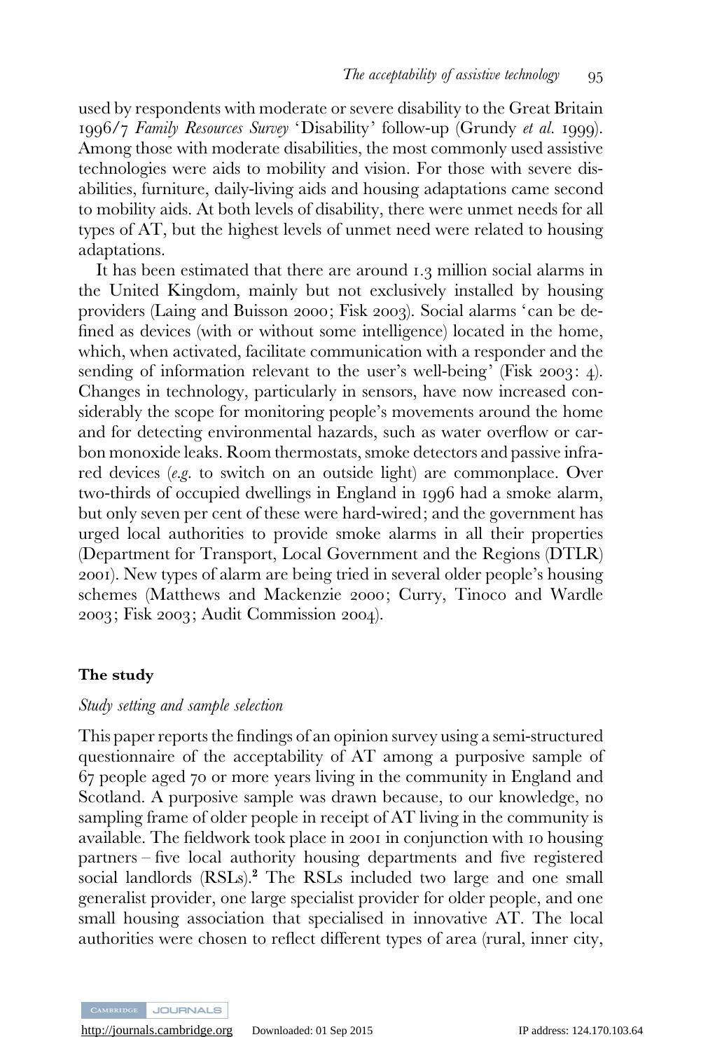used by respondents with moderate or severe disability to the Great Britain 1996/7 *Family Resources Survey* 'Disability' follow-up (Grundy *et al.* 1999). Among those with moderate disabilities, the most commonly used assistive technologies were aids to mobility and vision. For those with severe disabilities, furniture, daily-living aids and housing adaptations came second to mobility aids. At both levels of disability, there were unmet needs for all types of AT, but the highest levels of unmet need were related to housing adaptations.

It has been estimated that there are around 1.3 million social alarms in the United Kingdom, mainly but not exclusively installed by housing providers (Laing and Buisson 2000; Fisk 2003). Social alarms 'can be defined as devices (with or without some intelligence) located in the home, which, when activated, facilitate communication with a responder and the sending of information relevant to the user's well-being' (Fisk 2003: 4). Changes in technology, particularly in sensors, have now increased considerably the scope for monitoring people's movements around the home and for detecting environmental hazards, such as water overflow or carbon monoxide leaks. Room thermostats, smoke detectors and passive infrared devices (*e.g.* to switch on an outside light) are commonplace. Over two-thirds of occupied dwellings in England in 1996 had a smoke alarm, but only seven per cent of these were hard-wired; and the government has urged local authorities to provide smoke alarms in all their properties (Department for Transport, Local Government and the Regions (DTLR) 2001). New types of alarm are being tried in several older people's housing schemes (Matthews and Mackenzie 2000; Curry, Tinoco and Wardle 2003; Fisk 2003; Audit Commission 2004).

## The study

### *Study setting and sample selection*

This paper reports the findings of an opinion survey using a semi-structured questionnaire of the acceptability of AT among a purposive sample of 67 people aged 70 or more years living in the community in England and Scotland. A purposive sample was drawn because, to our knowledge, no sampling frame of older people in receipt of AT living in the community is available. The fieldwork took place in 2001 in conjunction with 10 housing partners – five local authority housing departments and five registered social landlords (RSLs).[2] The RSLs included two large and one small generalist provider, one large specialist provider for older people, and one small housing association that specialised in innovative AT. The local authorities were chosen to reflect different types of area (rural, inner city,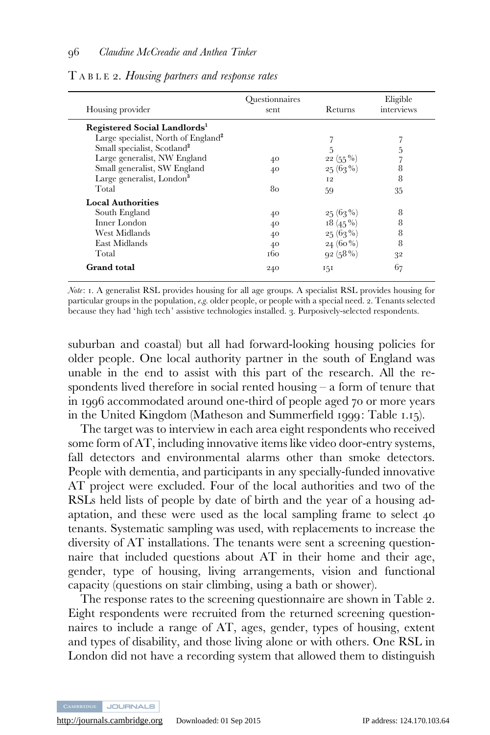TABLE 2. *Housing partners and response rates*

| Housing provider | Questionnaires sent | Returns | Eligible interviews |
|---|---|---|---|
| **Registered Social Landlords**[1] | | | |
| Large specialist, North of England[2] | | 7 | 7 |
| Small specialist, Scotland[2] | | 5 | 5 |
| Large generalist, NW England | 40 | 22 (55 %) | 7 |
| Small generalist, SW England | 40 | 25 (63 %) | 8 |
| Large generalist, London[3] | | 12 | 8 |
| Total | 80 | 59 | 35 |
| **Local Authorities** | | | |
| South England | 40 | 25 (63 %) | 8 |
| Inner London | 40 | 18 (45 %) | 8 |
| West Midlands | 40 | 25 (63 %) | 8 |
| East Midlands | 40 | 24 (60 %) | 8 |
| Total | 160 | 92 (58 %) | 32 |
| **Grand total** | 240 | 151 | 67 |

*Note*: 1. A generalist RSL provides housing for all age groups. A specialist RSL provides housing for particular groups in the population, *e.g.* older people, or people with a special need. 2. Tenants selected because they had 'high tech' assistive technologies installed. 3. Purposively-selected respondents.

suburban and coastal) but all had forward-looking housing policies for older people. One local authority partner in the south of England was unable in the end to assist with this part of the research. All the respondents lived therefore in social rented housing – a form of tenure that in 1996 accommodated around one-third of people aged 70 or more years in the United Kingdom (Matheson and Summerfield 1999: Table 1.15).

The target was to interview in each area eight respondents who received some form of AT, including innovative items like video door-entry systems, fall detectors and environmental alarms other than smoke detectors. People with dementia, and participants in any specially-funded innovative AT project were excluded. Four of the local authorities and two of the RSLs held lists of people by date of birth and the year of a housing adaptation, and these were used as the local sampling frame to select 40 tenants. Systematic sampling was used, with replacements to increase the diversity of AT installations. The tenants were sent a screening questionnaire that included questions about AT in their home and their age, gender, type of housing, living arrangements, vision and functional capacity (questions on stair climbing, using a bath or shower).

The response rates to the screening questionnaire are shown in Table 2. Eight respondents were recruited from the returned screening questionnaires to include a range of AT, ages, gender, types of housing, extent and types of disability, and those living alone or with others. One RSL in London did not have a recording system that allowed them to distinguish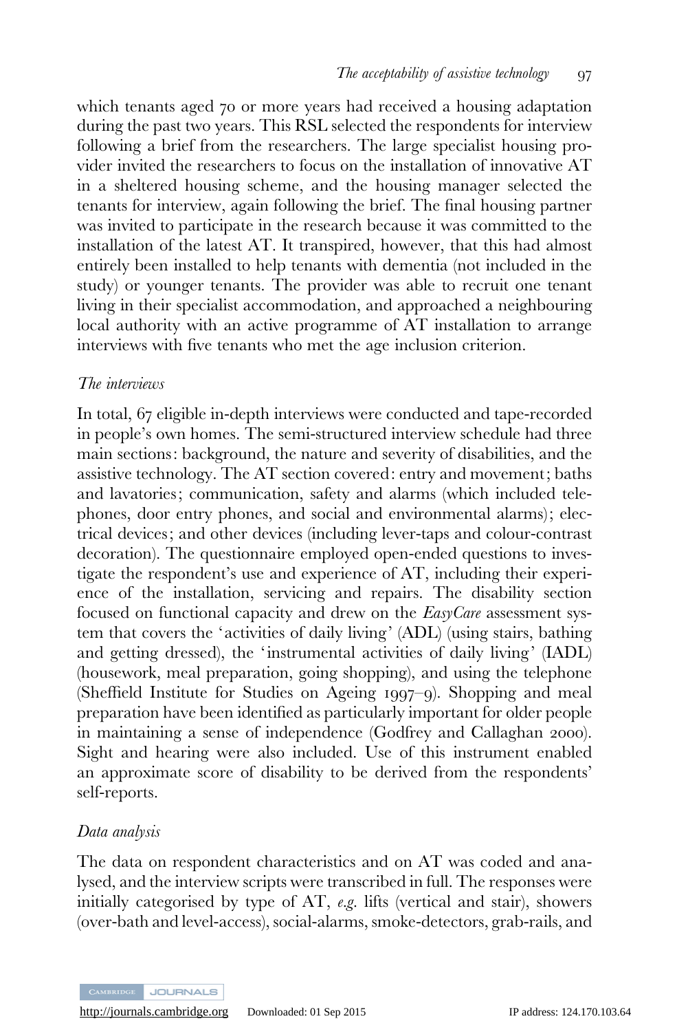which tenants aged 70 or more years had received a housing adaptation during the past two years. This RSL selected the respondents for interview following a brief from the researchers. The large specialist housing provider invited the researchers to focus on the installation of innovative AT in a sheltered housing scheme, and the housing manager selected the tenants for interview, again following the brief. The final housing partner was invited to participate in the research because it was committed to the installation of the latest AT. It transpired, however, that this had almost entirely been installed to help tenants with dementia (not included in the study) or younger tenants. The provider was able to recruit one tenant living in their specialist accommodation, and approached a neighbouring local authority with an active programme of AT installation to arrange interviews with five tenants who met the age inclusion criterion.

### *The interviews*

In total, 67 eligible in-depth interviews were conducted and tape-recorded in people's own homes. The semi-structured interview schedule had three main sections: background, the nature and severity of disabilities, and the assistive technology. The AT section covered: entry and movement; baths and lavatories; communication, safety and alarms (which included telephones, door entry phones, and social and environmental alarms); electrical devices; and other devices (including lever-taps and colour-contrast decoration). The questionnaire employed open-ended questions to investigate the respondent's use and experience of AT, including their experience of the installation, servicing and repairs. The disability section focused on functional capacity and drew on the *EasyCare* assessment system that covers the 'activities of daily living' (ADL) (using stairs, bathing and getting dressed), the 'instrumental activities of daily living' (IADL) (housework, meal preparation, going shopping), and using the telephone (Sheffield Institute for Studies on Ageing 1997–9). Shopping and meal preparation have been identified as particularly important for older people in maintaining a sense of independence (Godfrey and Callaghan 2000). Sight and hearing were also included. Use of this instrument enabled an approximate score of disability to be derived from the respondents' self-reports.

### *Data analysis*

The data on respondent characteristics and on AT was coded and analysed, and the interview scripts were transcribed in full. The responses were initially categorised by type of AT, *e.g.* lifts (vertical and stair), showers (over-bath and level-access), social-alarms, smoke-detectors, grab-rails, and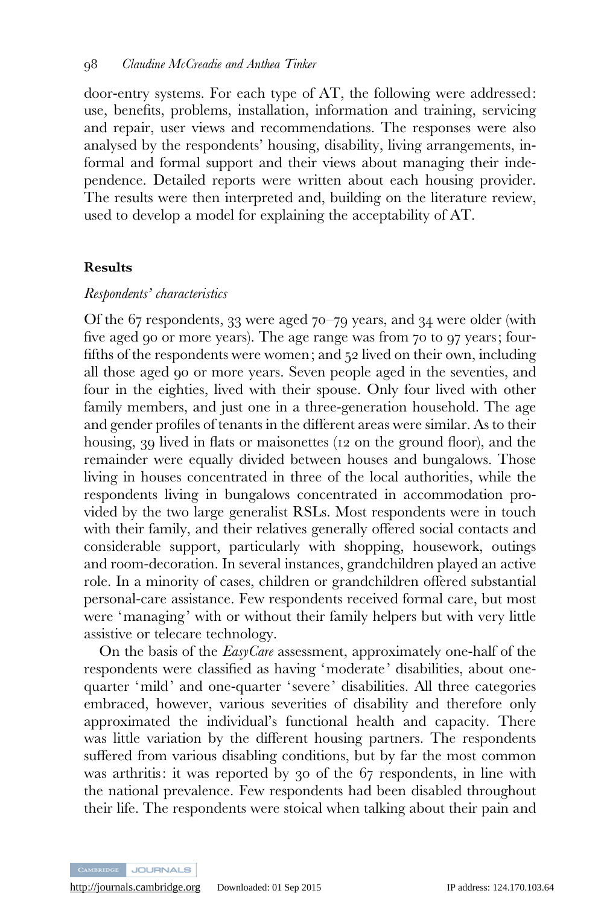door-entry systems. For each type of AT, the following were addressed: use, benefits, problems, installation, information and training, servicing and repair, user views and recommendations. The responses were also analysed by the respondents' housing, disability, living arrangements, informal and formal support and their views about managing their independence. Detailed reports were written about each housing provider. The results were then interpreted and, building on the literature review, used to develop a model for explaining the acceptability of AT.

## Results

### *Respondents' characteristics*

Of the 67 respondents, 33 were aged 70–79 years, and 34 were older (with five aged 90 or more years). The age range was from 70 to 97 years; four-fifths of the respondents were women; and 52 lived on their own, including all those aged 90 or more years. Seven people aged in the seventies, and four in the eighties, lived with their spouse. Only four lived with other family members, and just one in a three-generation household. The age and gender profiles of tenants in the different areas were similar. As to their housing, 39 lived in flats or maisonettes (12 on the ground floor), and the remainder were equally divided between houses and bungalows. Those living in houses concentrated in three of the local authorities, while the respondents living in bungalows concentrated in accommodation provided by the two large generalist RSLs. Most respondents were in touch with their family, and their relatives generally offered social contacts and considerable support, particularly with shopping, housework, outings and room-decoration. In several instances, grandchildren played an active role. In a minority of cases, children or grandchildren offered substantial personal-care assistance. Few respondents received formal care, but most were 'managing' with or without their family helpers but with very little assistive or telecare technology.

On the basis of the *EasyCare* assessment, approximately one-half of the respondents were classified as having 'moderate' disabilities, about one-quarter 'mild' and one-quarter 'severe' disabilities. All three categories embraced, however, various severities of disability and therefore only approximated the individual's functional health and capacity. There was little variation by the different housing partners. The respondents suffered from various disabling conditions, but by far the most common was arthritis: it was reported by 30 of the 67 respondents, in line with the national prevalence. Few respondents had been disabled throughout their life. The respondents were stoical when talking about their pain and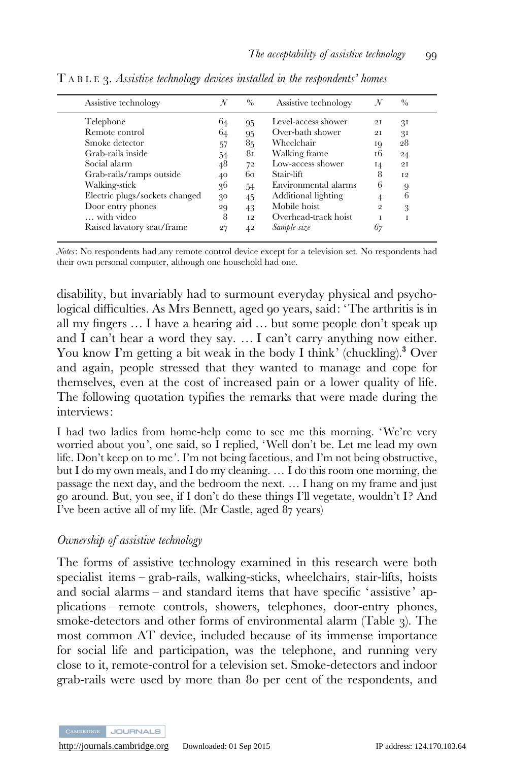TABLE 3. *Assistive technology devices installed in the respondents' homes*

| Assistive technology | *N* | % | Assistive technology | *N* | % |
|---|---|---|---|---|---|
| Telephone | 64 | 95 | Level-access shower | 21 | 31 |
| Remote control | 64 | 95 | Over-bath shower | 21 | 31 |
| Smoke detector | 57 | 85 | Wheelchair | 19 | 28 |
| Grab-rails inside | 54 | 81 | Walking frame | 16 | 24 |
| Social alarm | 48 | 72 | Low-access shower | 14 | 21 |
| Grab-rails/ramps outside | 40 | 60 | Stair-lift | 8 | 12 |
| Walking-stick | 36 | 54 | Environmental alarms | 6 | 9 |
| Electric plugs/sockets changed | 30 | 45 | Additional lighting | 4 | 6 |
| Door entry phones | 29 | 43 | Mobile hoist | 2 | 3 |
| … with video | 8 | 12 | Overhead-track hoist | 1 | 1 |
| Raised lavatory seat/frame | 27 | 42 | *Sample size* | 67 | |

*Notes*: No respondents had any remote control device except for a television set. No respondents had their own personal computer, although one household had one.

disability, but invariably had to surmount everyday physical and psychological difficulties. As Mrs Bennett, aged 90 years, said: 'The arthritis is in all my fingers … I have a hearing aid … but some people don't speak up and I can't hear a word they say. … I can't carry anything now either. You know I'm getting a bit weak in the body I think' (chuckling).[3] Over and again, people stressed that they wanted to manage and cope for themselves, even at the cost of increased pain or a lower quality of life. The following quotation typifies the remarks that were made during the interviews:

> I had two ladies from home-help come to see me this morning. 'We're very worried about you', one said, so I replied, 'Well don't be. Let me lead my own life. Don't keep on to me'. I'm not being facetious, and I'm not being obstructive, but I do my own meals, and I do my cleaning. … I do this room one morning, the passage the next day, and the bedroom the next. … I hang on my frame and just go around. But, you see, if I don't do these things I'll vegetate, wouldn't I? And I've been active all of my life. (Mr Castle, aged 87 years)

### *Ownership of assistive technology*

The forms of assistive technology examined in this research were both specialist items – grab-rails, walking-sticks, wheelchairs, stair-lifts, hoists and social alarms – and standard items that have specific 'assistive' applications – remote controls, showers, telephones, door-entry phones, smoke-detectors and other forms of environmental alarm (Table 3). The most common AT device, included because of its immense importance for social life and participation, was the telephone, and running very close to it, remote-control for a television set. Smoke-detectors and indoor grab-rails were used by more than 80 per cent of the respondents, and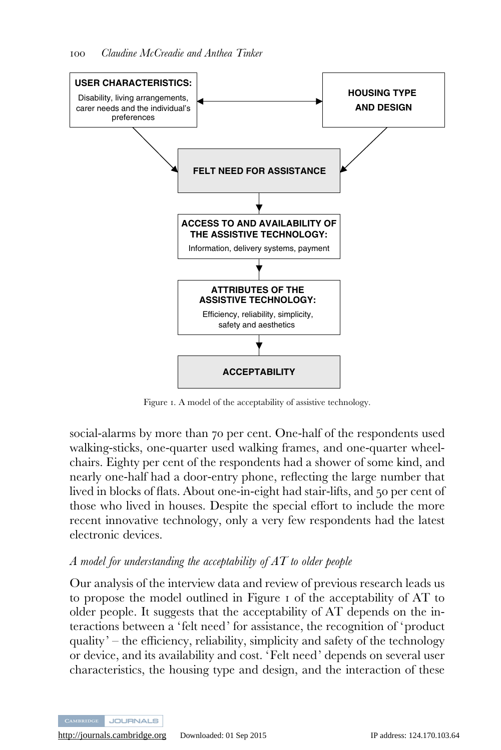**USER CHARACTERISTICS:** Disability, living arrangements, carer needs and the individual's preferences

**HOUSING TYPE AND DESIGN**

**FELT NEED FOR ASSISTANCE**

**ACCESS TO AND AVAILABILITY OF THE ASSISTIVE TECHNOLOGY:** Information, delivery systems, payment

**ATTRIBUTES OF THE ASSISTIVE TECHNOLOGY:** Efficiency, reliability, simplicity, safety and aesthetics

**ACCEPTABILITY**

Figure 1. A model of the acceptability of assistive technology.

social-alarms by more than 70 per cent. One-half of the respondents used walking-sticks, one-quarter used walking frames, and one-quarter wheelchairs. Eighty per cent of the respondents had a shower of some kind, and nearly one-half had a door-entry phone, reflecting the large number that lived in blocks of flats. About one-in-eight had stair-lifts, and 50 per cent of those who lived in houses. Despite the special effort to include the more recent innovative technology, only a very few respondents had the latest electronic devices.

### *A model for understanding the acceptability of AT to older people*

Our analysis of the interview data and review of previous research leads us to propose the model outlined in Figure 1 of the acceptability of AT to older people. It suggests that the acceptability of AT depends on the interactions between a 'felt need' for assistance, the recognition of 'product quality' – the efficiency, reliability, simplicity and safety of the technology or device, and its availability and cost. 'Felt need' depends on several user characteristics, the housing type and design, and the interaction of these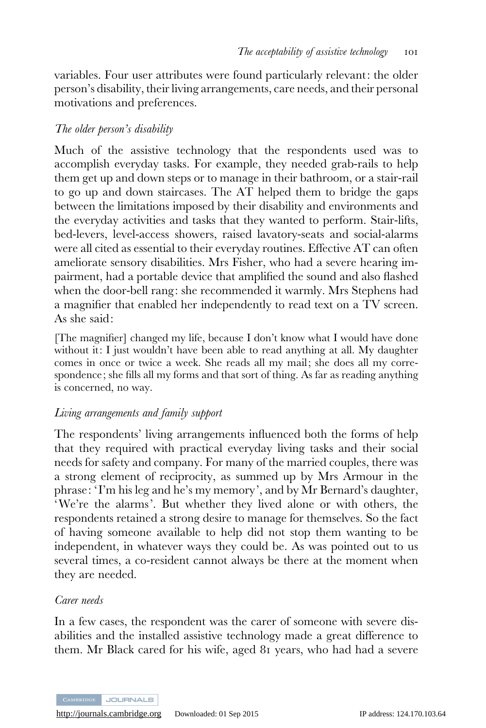variables. Four user attributes were found particularly relevant: the older person's disability, their living arrangements, care needs, and their personal motivations and preferences.

### *The older person's disability*

Much of the assistive technology that the respondents used was to accomplish everyday tasks. For example, they needed grab-rails to help them get up and down steps or to manage in their bathroom, or a stair-rail to go up and down staircases. The AT helped them to bridge the gaps between the limitations imposed by their disability and environments and the everyday activities and tasks that they wanted to perform. Stair-lifts, bed-levers, level-access showers, raised lavatory-seats and social-alarms were all cited as essential to their everyday routines. Effective AT can often ameliorate sensory disabilities. Mrs Fisher, who had a severe hearing impairment, had a portable device that amplified the sound and also flashed when the door-bell rang: she recommended it warmly. Mrs Stephens had a magnifier that enabled her independently to read text on a TV screen. As she said:

> [The magnifier] changed my life, because I don't know what I would have done without it: I just wouldn't have been able to read anything at all. My daughter comes in once or twice a week. She reads all my mail; she does all my correspondence; she fills all my forms and that sort of thing. As far as reading anything is concerned, no way.

### *Living arrangements and family support*

The respondents' living arrangements influenced both the forms of help that they required with practical everyday living tasks and their social needs for safety and company. For many of the married couples, there was a strong element of reciprocity, as summed up by Mrs Armour in the phrase: 'I'm his leg and he's my memory', and by Mr Bernard's daughter, 'We're the alarms'. But whether they lived alone or with others, the respondents retained a strong desire to manage for themselves. So the fact of having someone available to help did not stop them wanting to be independent, in whatever ways they could be. As was pointed out to us several times, a co-resident cannot always be there at the moment when they are needed.

### *Carer needs*

In a few cases, the respondent was the carer of someone with severe disabilities and the installed assistive technology made a great difference to them. Mr Black cared for his wife, aged 81 years, who had had a severe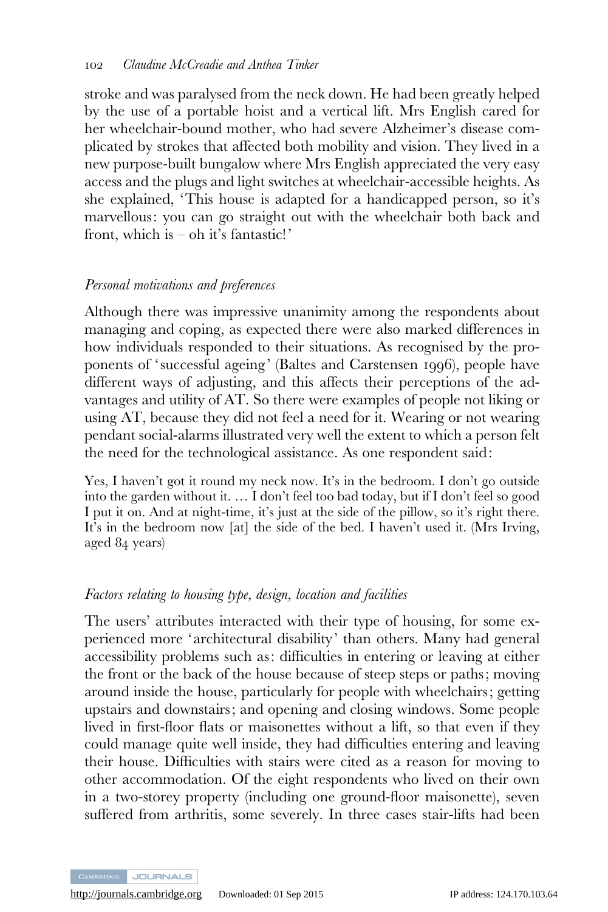stroke and was paralysed from the neck down. He had been greatly helped by the use of a portable hoist and a vertical lift. Mrs English cared for her wheelchair-bound mother, who had severe Alzheimer's disease complicated by strokes that affected both mobility and vision. They lived in a new purpose-built bungalow where Mrs English appreciated the very easy access and the plugs and light switches at wheelchair-accessible heights. As she explained, 'This house is adapted for a handicapped person, so it's marvellous: you can go straight out with the wheelchair both back and front, which is – oh it's fantastic!'

### *Personal motivations and preferences*

Although there was impressive unanimity among the respondents about managing and coping, as expected there were also marked differences in how individuals responded to their situations. As recognised by the proponents of 'successful ageing' (Baltes and Carstensen 1996), people have different ways of adjusting, and this affects their perceptions of the advantages and utility of AT. So there were examples of people not liking or using AT, because they did not feel a need for it. Wearing or not wearing pendant social-alarms illustrated very well the extent to which a person felt the need for the technological assistance. As one respondent said:

> Yes, I haven't got it round my neck now. It's in the bedroom. I don't go outside into the garden without it. … I don't feel too bad today, but if I don't feel so good I put it on. And at night-time, it's just at the side of the pillow, so it's right there. It's in the bedroom now [at] the side of the bed. I haven't used it. (Mrs Irving, aged 84 years)

### *Factors relating to housing type, design, location and facilities*

The users' attributes interacted with their type of housing, for some experienced more 'architectural disability' than others. Many had general accessibility problems such as: difficulties in entering or leaving at either the front or the back of the house because of steep steps or paths; moving around inside the house, particularly for people with wheelchairs; getting upstairs and downstairs; and opening and closing windows. Some people lived in first-floor flats or maisonettes without a lift, so that even if they could manage quite well inside, they had difficulties entering and leaving their house. Difficulties with stairs were cited as a reason for moving to other accommodation. Of the eight respondents who lived on their own in a two-storey property (including one ground-floor maisonette), seven suffered from arthritis, some severely. In three cases stair-lifts had been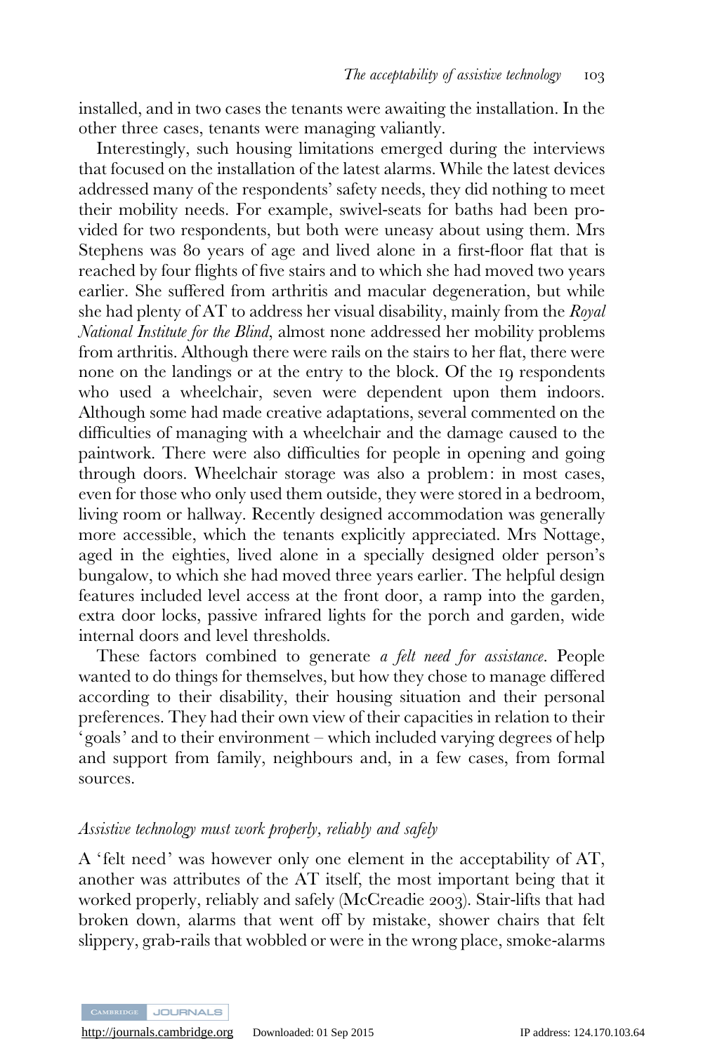installed, and in two cases the tenants were awaiting the installation. In the other three cases, tenants were managing valiantly.

Interestingly, such housing limitations emerged during the interviews that focused on the installation of the latest alarms. While the latest devices addressed many of the respondents' safety needs, they did nothing to meet their mobility needs. For example, swivel-seats for baths had been provided for two respondents, but both were uneasy about using them. Mrs Stephens was 80 years of age and lived alone in a first-floor flat that is reached by four flights of five stairs and to which she had moved two years earlier. She suffered from arthritis and macular degeneration, but while she had plenty of AT to address her visual disability, mainly from the *Royal National Institute for the Blind*, almost none addressed her mobility problems from arthritis. Although there were rails on the stairs to her flat, there were none on the landings or at the entry to the block. Of the 19 respondents who used a wheelchair, seven were dependent upon them indoors. Although some had made creative adaptations, several commented on the difficulties of managing with a wheelchair and the damage caused to the paintwork. There were also difficulties for people in opening and going through doors. Wheelchair storage was also a problem: in most cases, even for those who only used them outside, they were stored in a bedroom, living room or hallway. Recently designed accommodation was generally more accessible, which the tenants explicitly appreciated. Mrs Nottage, aged in the eighties, lived alone in a specially designed older person's bungalow, to which she had moved three years earlier. The helpful design features included level access at the front door, a ramp into the garden, extra door locks, passive infrared lights for the porch and garden, wide internal doors and level thresholds.

These factors combined to generate *a felt need for assistance*. People wanted to do things for themselves, but how they chose to manage differed according to their disability, their housing situation and their personal preferences. They had their own view of their capacities in relation to their 'goals' and to their environment – which included varying degrees of help and support from family, neighbours and, in a few cases, from formal sources.

### *Assistive technology must work properly, reliably and safely*

A 'felt need' was however only one element in the acceptability of AT, another was attributes of the AT itself, the most important being that it worked properly, reliably and safely (McCreadie 2003). Stair-lifts that had broken down, alarms that went off by mistake, shower chairs that felt slippery, grab-rails that wobbled or were in the wrong place, smoke-alarms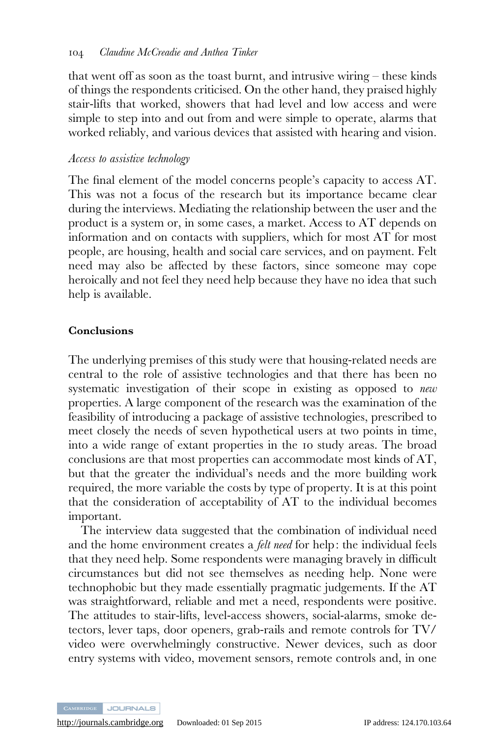that went off as soon as the toast burnt, and intrusive wiring – these kinds of things the respondents criticised. On the other hand, they praised highly stair-lifts that worked, showers that had level and low access and were simple to step into and out from and were simple to operate, alarms that worked reliably, and various devices that assisted with hearing and vision.

*Access to assistive technology*

The final element of the model concerns people's capacity to access AT. This was not a focus of the research but its importance became clear during the interviews. Mediating the relationship between the user and the product is a system or, in some cases, a market. Access to AT depends on information and on contacts with suppliers, which for most AT for most people, are housing, health and social care services, and on payment. Felt need may also be affected by these factors, since someone may cope heroically and not feel they need help because they have no idea that such help is available.

## Conclusions

The underlying premises of this study were that housing-related needs are central to the role of assistive technologies and that there has been no systematic investigation of their scope in existing as opposed to *new* properties. A large component of the research was the examination of the feasibility of introducing a package of assistive technologies, prescribed to meet closely the needs of seven hypothetical users at two points in time, into a wide range of extant properties in the 10 study areas. The broad conclusions are that most properties can accommodate most kinds of AT, but that the greater the individual's needs and the more building work required, the more variable the costs by type of property. It is at this point that the consideration of acceptability of AT to the individual becomes important.

The interview data suggested that the combination of individual need and the home environment creates a *felt need* for help: the individual feels that they need help. Some respondents were managing bravely in difficult circumstances but did not see themselves as needing help. None were technophobic but they made essentially pragmatic judgements. If the AT was straightforward, reliable and met a need, respondents were positive. The attitudes to stair-lifts, level-access showers, social-alarms, smoke detectors, lever taps, door openers, grab-rails and remote controls for TV/video were overwhelmingly constructive. Newer devices, such as door entry systems with video, movement sensors, remote controls and, in one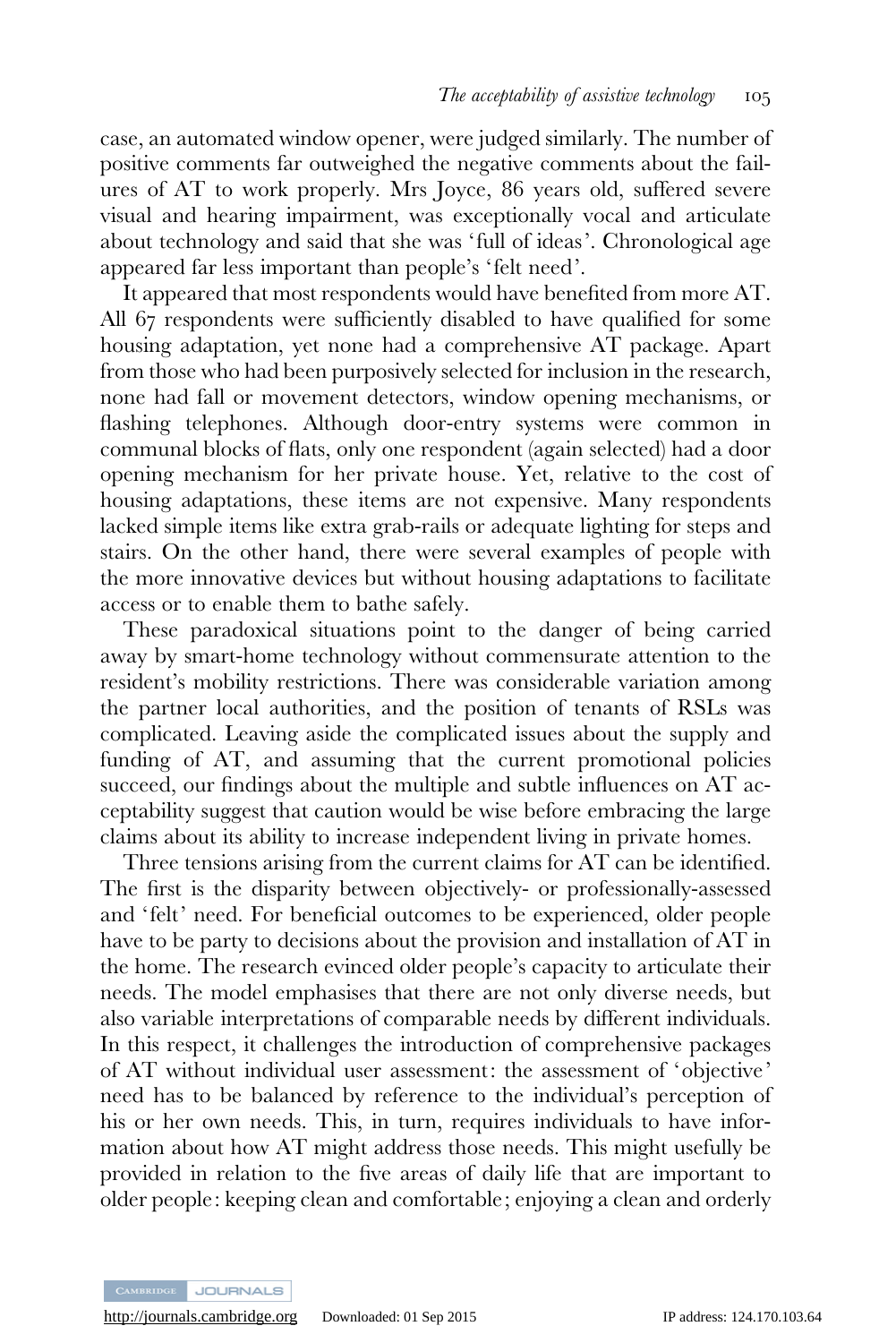case, an automated window opener, were judged similarly. The number of positive comments far outweighed the negative comments about the failures of AT to work properly. Mrs Joyce, 86 years old, suffered severe visual and hearing impairment, was exceptionally vocal and articulate about technology and said that she was 'full of ideas'. Chronological age appeared far less important than people's 'felt need'.

It appeared that most respondents would have benefited from more AT. All 67 respondents were sufficiently disabled to have qualified for some housing adaptation, yet none had a comprehensive AT package. Apart from those who had been purposively selected for inclusion in the research, none had fall or movement detectors, window opening mechanisms, or flashing telephones. Although door-entry systems were common in communal blocks of flats, only one respondent (again selected) had a door opening mechanism for her private house. Yet, relative to the cost of housing adaptations, these items are not expensive. Many respondents lacked simple items like extra grab-rails or adequate lighting for steps and stairs. On the other hand, there were several examples of people with the more innovative devices but without housing adaptations to facilitate access or to enable them to bathe safely.

These paradoxical situations point to the danger of being carried away by smart-home technology without commensurate attention to the resident's mobility restrictions. There was considerable variation among the partner local authorities, and the position of tenants of RSLs was complicated. Leaving aside the complicated issues about the supply and funding of AT, and assuming that the current promotional policies succeed, our findings about the multiple and subtle influences on AT acceptability suggest that caution would be wise before embracing the large claims about its ability to increase independent living in private homes.

Three tensions arising from the current claims for AT can be identified. The first is the disparity between objectively- or professionally-assessed and 'felt' need. For beneficial outcomes to be experienced, older people have to be party to decisions about the provision and installation of AT in the home. The research evinced older people's capacity to articulate their needs. The model emphasises that there are not only diverse needs, but also variable interpretations of comparable needs by different individuals. In this respect, it challenges the introduction of comprehensive packages of AT without individual user assessment: the assessment of 'objective' need has to be balanced by reference to the individual's perception of his or her own needs. This, in turn, requires individuals to have information about how AT might address those needs. This might usefully be provided in relation to the five areas of daily life that are important to older people: keeping clean and comfortable; enjoying a clean and orderly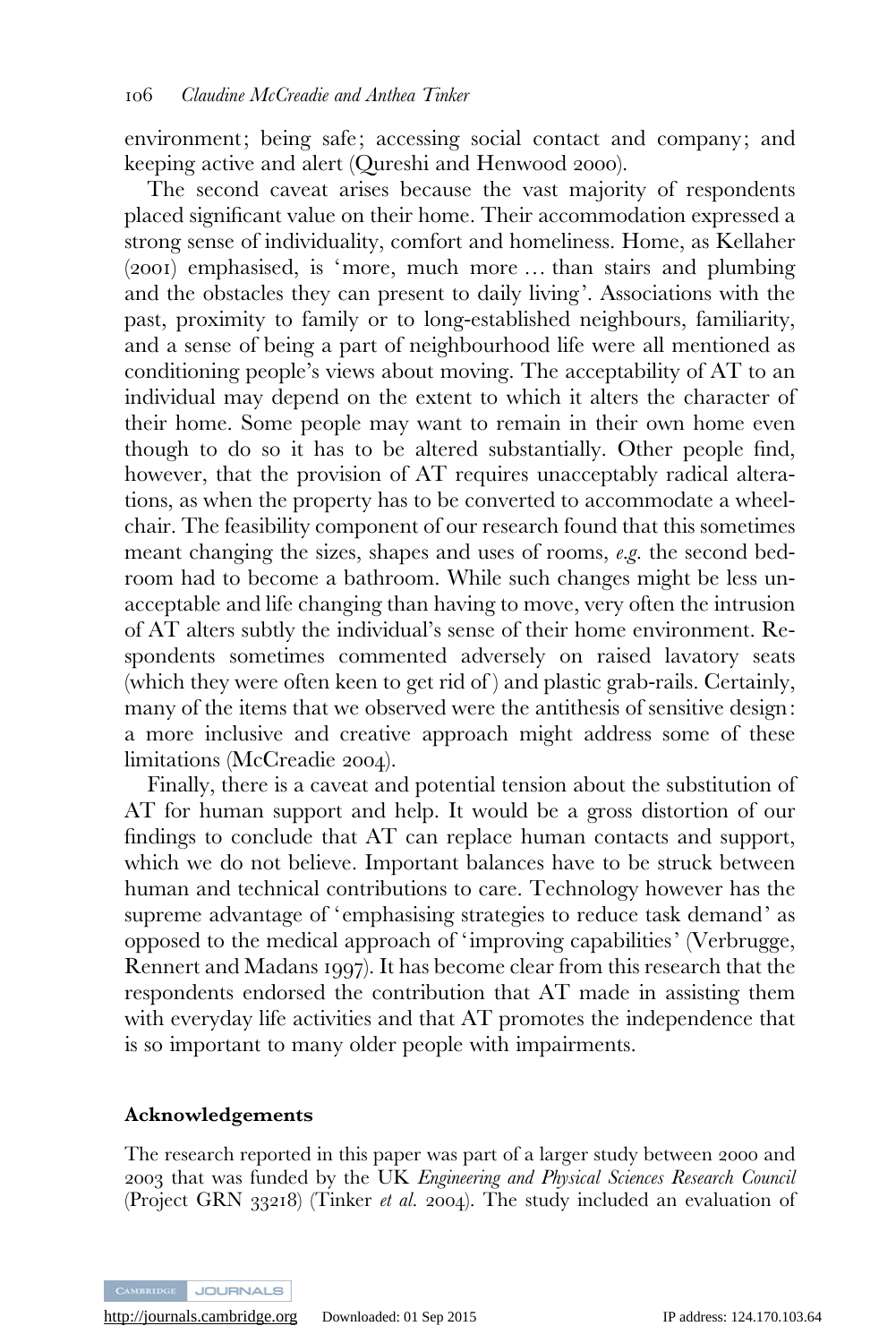environment; being safe; accessing social contact and company; and keeping active and alert (Qureshi and Henwood 2000).

The second caveat arises because the vast majority of respondents placed significant value on their home. Their accommodation expressed a strong sense of individuality, comfort and homeliness. Home, as Kellaher (2001) emphasised, is 'more, much more … than stairs and plumbing and the obstacles they can present to daily living'. Associations with the past, proximity to family or to long-established neighbours, familiarity, and a sense of being a part of neighbourhood life were all mentioned as conditioning people's views about moving. The acceptability of AT to an individual may depend on the extent to which it alters the character of their home. Some people may want to remain in their own home even though to do so it has to be altered substantially. Other people find, however, that the provision of AT requires unacceptably radical alterations, as when the property has to be converted to accommodate a wheelchair. The feasibility component of our research found that this sometimes meant changing the sizes, shapes and uses of rooms, *e.g.* the second bedroom had to become a bathroom. While such changes might be less unacceptable and life changing than having to move, very often the intrusion of AT alters subtly the individual's sense of their home environment. Respondents sometimes commented adversely on raised lavatory seats (which they were often keen to get rid of) and plastic grab-rails. Certainly, many of the items that we observed were the antithesis of sensitive design: a more inclusive and creative approach might address some of these limitations (McCreadie 2004).

Finally, there is a caveat and potential tension about the substitution of AT for human support and help. It would be a gross distortion of our findings to conclude that AT can replace human contacts and support, which we do not believe. Important balances have to be struck between human and technical contributions to care. Technology however has the supreme advantage of 'emphasising strategies to reduce task demand' as opposed to the medical approach of 'improving capabilities' (Verbrugge, Rennert and Madans 1997). It has become clear from this research that the respondents endorsed the contribution that AT made in assisting them with everyday life activities and that AT promotes the independence that is so important to many older people with impairments.

## Acknowledgements

The research reported in this paper was part of a larger study between 2000 and 2003 that was funded by the UK *Engineering and Physical Sciences Research Council* (Project GRN 33218) (Tinker *et al.* 2004). The study included an evaluation of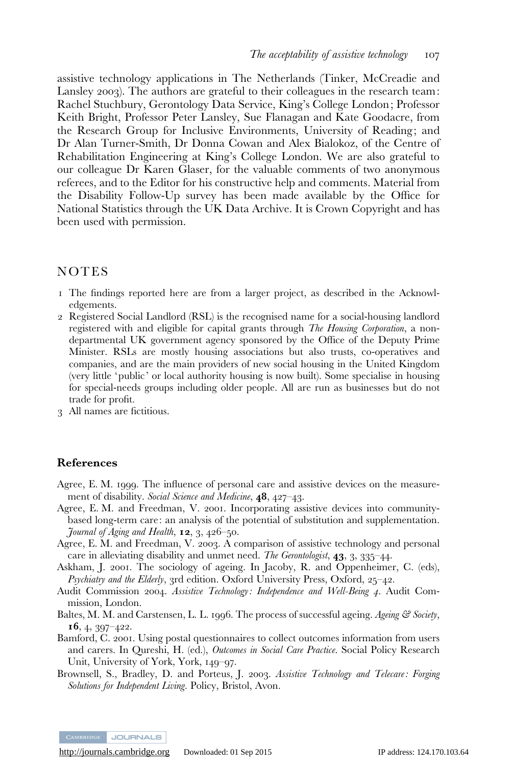assistive technology applications in The Netherlands (Tinker, McCreadie and Lansley 2003). The authors are grateful to their colleagues in the research team: Rachel Stuchbury, Gerontology Data Service, King's College London; Professor Keith Bright, Professor Peter Lansley, Sue Flanagan and Kate Goodacre, from the Research Group for Inclusive Environments, University of Reading; and Dr Alan Turner-Smith, Dr Donna Cowan and Alex Bialokoz, of the Centre of Rehabilitation Engineering at King's College London. We are also grateful to our colleague Dr Karen Glaser, for the valuable comments of two anonymous referees, and to the Editor for his constructive help and comments. Material from the Disability Follow-Up survey has been made available by the Office for National Statistics through the UK Data Archive. It is Crown Copyright and has been used with permission.

## NOTES

1 The findings reported here are from a larger project, as described in the Acknowledgements.
2 Registered Social Landlord (RSL) is the recognised name for a social-housing landlord registered with and eligible for capital grants through *The Housing Corporation*, a non-departmental UK government agency sponsored by the Office of the Deputy Prime Minister. RSLs are mostly housing associations but also trusts, co-operatives and companies, and are the main providers of new social housing in the United Kingdom (very little 'public' or local authority housing is now built). Some specialise in housing for special-needs groups including older people. All are run as businesses but do not trade for profit.
3 All names are fictitious.

### References

Agree, E. M. 1999. The influence of personal care and assistive devices on the measurement of disability. *Social Science and Medicine*, **48**, 427–43.

Agree, E. M. and Freedman, V. 2001. Incorporating assistive devices into community-based long-term care: an analysis of the potential of substitution and supplementation. *Journal of Aging and Health*, **12**, 3, 426–50.

Agree, E. M. and Freedman, V. 2003. A comparison of assistive technology and personal care in alleviating disability and unmet need. *The Gerontologist*, **43**, 3, 335–44.

Askham, J. 2001. The sociology of ageing. In Jacoby, R. and Oppenheimer, C. (eds), *Psychiatry and the Elderly*, 3rd edition. Oxford University Press, Oxford, 25–42.

Audit Commission 2004. *Assistive Technology: Independence and Well-Being 4*. Audit Commission, London.

Baltes, M. M. and Carstensen, L. L. 1996. The process of successful ageing. *Ageing & Society*, **16**, 4, 397–422.

Bamford, C. 2001. Using postal questionnaires to collect outcomes information from users and carers. In Qureshi, H. (ed.), *Outcomes in Social Care Practice*. Social Policy Research Unit, University of York, York, 149–97.

Brownsell, S., Bradley, D. and Porteus, J. 2003. *Assistive Technology and Telecare: Forging Solutions for Independent Living*. Policy, Bristol, Avon.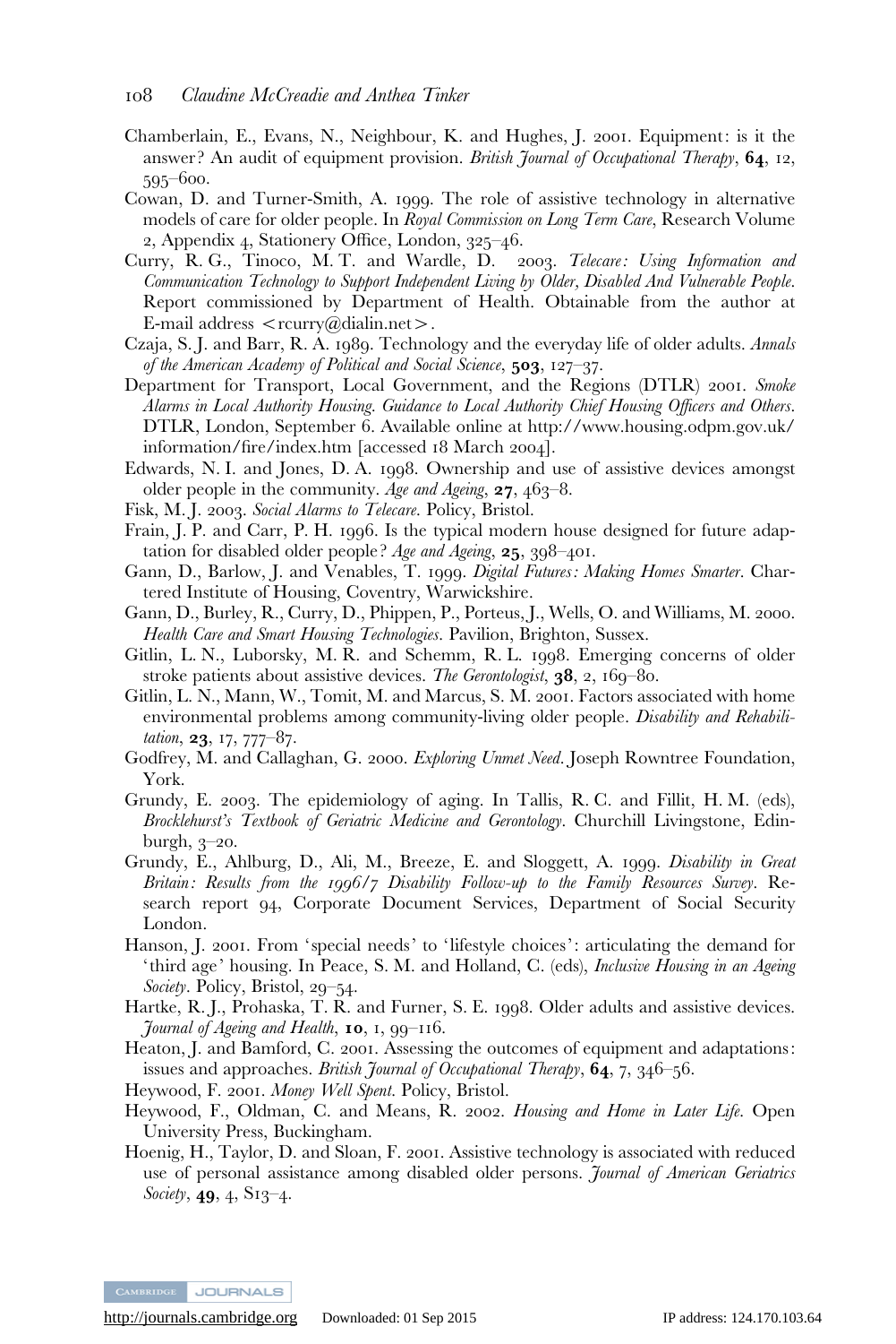Chamberlain, E., Evans, N., Neighbour, K. and Hughes, J. 2001. Equipment: is it the answer? An audit of equipment provision. *British Journal of Occupational Therapy*, **64**, 12, 595–600.

Cowan, D. and Turner-Smith, A. 1999. The role of assistive technology in alternative models of care for older people. In *Royal Commission on Long Term Care*, Research Volume 2, Appendix 4, Stationery Office, London, 325–46.

Curry, R. G., Tinoco, M. T. and Wardle, D. 2003. *Telecare: Using Information and Communication Technology to Support Independent Living by Older, Disabled And Vulnerable People*. Report commissioned by Department of Health. Obtainable from the author at E-mail address <rcurry@dialin.net>.

Czaja, S. J. and Barr, R. A. 1989. Technology and the everyday life of older adults. *Annals of the American Academy of Political and Social Science*, **503**, 127–37.

Department for Transport, Local Government, and the Regions (DTLR) 2001. *Smoke Alarms in Local Authority Housing. Guidance to Local Authority Chief Housing Officers and Others*. DTLR, London, September 6. Available online at http://www.housing.odpm.gov.uk/information/fire/index.htm [accessed 18 March 2004].

Edwards, N. I. and Jones, D. A. 1998. Ownership and use of assistive devices amongst older people in the community. *Age and Ageing*, **27**, 463–8.

Fisk, M. J. 2003. *Social Alarms to Telecare*. Policy, Bristol.

Frain, J. P. and Carr, P. H. 1996. Is the typical modern house designed for future adaptation for disabled older people? *Age and Ageing*, **25**, 398–401.

Gann, D., Barlow, J. and Venables, T. 1999. *Digital Futures: Making Homes Smarter*. Chartered Institute of Housing, Coventry, Warwickshire.

Gann, D., Burley, R., Curry, D., Phippen, P., Porteus, J., Wells, O. and Williams, M. 2000. *Health Care and Smart Housing Technologies*. Pavilion, Brighton, Sussex.

Gitlin, L. N., Luborsky, M. R. and Schemm, R. L. 1998. Emerging concerns of older stroke patients about assistive devices. *The Gerontologist*, **38**, 2, 169–80.

Gitlin, L. N., Mann, W., Tomit, M. and Marcus, S. M. 2001. Factors associated with home environmental problems among community-living older people. *Disability and Rehabilitation*, **23**, 17, 777–87.

Godfrey, M. and Callaghan, G. 2000. *Exploring Unmet Need*. Joseph Rowntree Foundation, York.

Grundy, E. 2003. The epidemiology of aging. In Tallis, R. C. and Fillit, H. M. (eds), *Brocklehurst's Textbook of Geriatric Medicine and Gerontology*. Churchill Livingstone, Edinburgh, 3–20.

Grundy, E., Ahlburg, D., Ali, M., Breeze, E. and Sloggett, A. 1999. *Disability in Great Britain: Results from the 1996/7 Disability Follow-up to the Family Resources Survey*. Research report 94, Corporate Document Services, Department of Social Security London.

Hanson, J. 2001. From 'special needs' to 'lifestyle choices': articulating the demand for 'third age' housing. In Peace, S. M. and Holland, C. (eds), *Inclusive Housing in an Ageing Society*. Policy, Bristol, 29–54.

Hartke, R. J., Prohaska, T. R. and Furner, S. E. 1998. Older adults and assistive devices. *Journal of Ageing and Health*, **10**, 1, 99–116.

Heaton, J. and Bamford, C. 2001. Assessing the outcomes of equipment and adaptations: issues and approaches. *British Journal of Occupational Therapy*, **64**, 7, 346–56.

Heywood, F. 2001. *Money Well Spent*. Policy, Bristol.

Heywood, F., Oldman, C. and Means, R. 2002. *Housing and Home in Later Life*. Open University Press, Buckingham.

Hoenig, H., Taylor, D. and Sloan, F. 2001. Assistive technology is associated with reduced use of personal assistance among disabled older persons. *Journal of American Geriatrics Society*, **49**, 4, S13–4.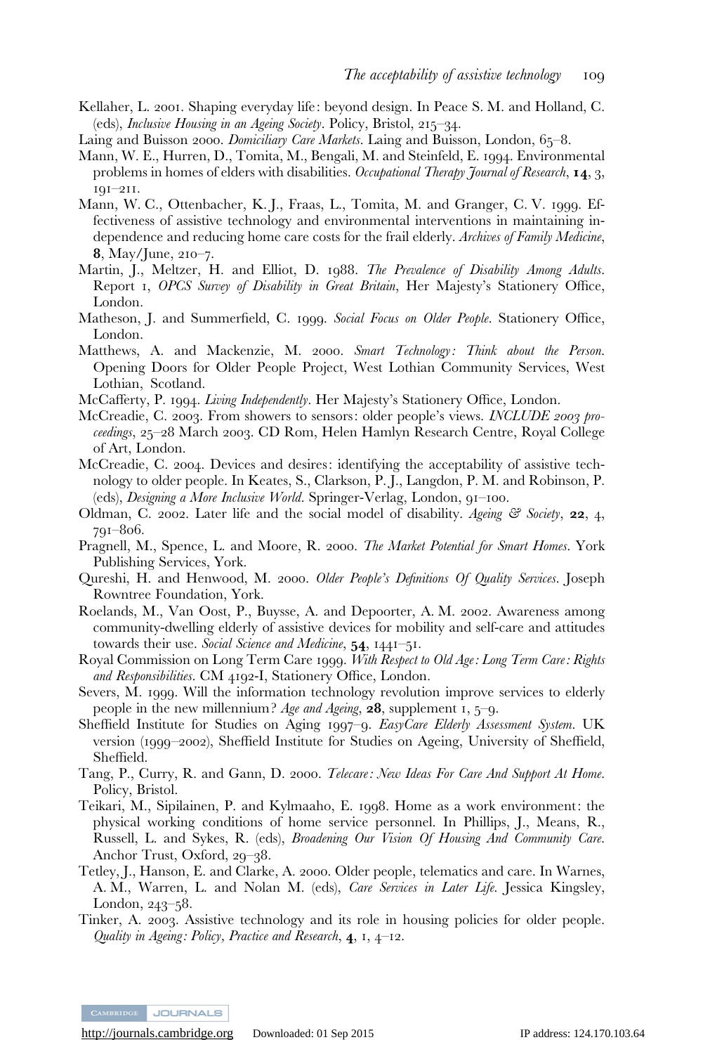Kellaher, L. 2001. Shaping everyday life: beyond design. In Peace S. M. and Holland, C. (eds), *Inclusive Housing in an Ageing Society*. Policy, Bristol, 215–34.

Laing and Buisson 2000. *Domiciliary Care Markets*. Laing and Buisson, London, 65–8.

Mann, W. E., Hurren, D., Tomita, M., Bengali, M. and Steinfeld, E. 1994. Environmental problems in homes of elders with disabilities. *Occupational Therapy Journal of Research*, **14**, 3, 191–211.

Mann, W. C., Ottenbacher, K. J., Fraas, L., Tomita, M. and Granger, C. V. 1999. Effectiveness of assistive technology and environmental interventions in maintaining independence and reducing home care costs for the frail elderly. *Archives of Family Medicine*, **8**, May/June, 210–7.

Martin, J., Meltzer, H. and Elliot, D. 1988. *The Prevalence of Disability Among Adults*. Report 1, *OPCS Survey of Disability in Great Britain*, Her Majesty's Stationery Office, London.

Matheson, J. and Summerfield, C. 1999. *Social Focus on Older People*. Stationery Office, London.

Matthews, A. and Mackenzie, M. 2000. *Smart Technology: Think about the Person*. Opening Doors for Older People Project, West Lothian Community Services, West Lothian, Scotland.

McCafferty, P. 1994. *Living Independently*. Her Majesty's Stationery Office, London.

McCreadie, C. 2003. From showers to sensors: older people's views. *INCLUDE 2003 proceedings*, 25–28 March 2003. CD Rom, Helen Hamlyn Research Centre, Royal College of Art, London.

McCreadie, C. 2004. Devices and desires: identifying the acceptability of assistive technology to older people. In Keates, S., Clarkson, P. J., Langdon, P. M. and Robinson, P. (eds), *Designing a More Inclusive World*. Springer-Verlag, London, 91–100.

Oldman, C. 2002. Later life and the social model of disability. *Ageing & Society*, **22**, 4, 791–806.

Pragnell, M., Spence, L. and Moore, R. 2000. *The Market Potential for Smart Homes*. York Publishing Services, York.

Qureshi, H. and Henwood, M. 2000. *Older People's Definitions Of Quality Services*. Joseph Rowntree Foundation, York.

Roelands, M., Van Oost, P., Buysse, A. and Depoorter, A. M. 2002. Awareness among community-dwelling elderly of assistive devices for mobility and self-care and attitudes towards their use. *Social Science and Medicine*, **54**, 1441–51.

Royal Commission on Long Term Care 1999. *With Respect to Old Age: Long Term Care: Rights and Responsibilities*. CM 4192-I, Stationery Office, London.

Severs, M. 1999. Will the information technology revolution improve services to elderly people in the new millennium? *Age and Ageing*, **28**, supplement 1, 5–9.

Sheffield Institute for Studies on Aging 1997–9. *EasyCare Elderly Assessment System*. UK version (1999–2002), Sheffield Institute for Studies on Ageing, University of Sheffield, Sheffield.

Tang, P., Curry, R. and Gann, D. 2000. *Telecare: New Ideas For Care And Support At Home*. Policy, Bristol.

Teikari, M., Sipilainen, P. and Kylmaaho, E. 1998. Home as a work environment: the physical working conditions of home service personnel. In Phillips, J., Means, R., Russell, L. and Sykes, R. (eds), *Broadening Our Vision Of Housing And Community Care*. Anchor Trust, Oxford, 29–38.

Tetley, J., Hanson, E. and Clarke, A. 2000. Older people, telematics and care. In Warnes, A. M., Warren, L. and Nolan M. (eds), *Care Services in Later Life*. Jessica Kingsley, London, 243–58.

Tinker, A. 2003. Assistive technology and its role in housing policies for older people. *Quality in Ageing: Policy, Practice and Research*, **4**, 1, 4–12.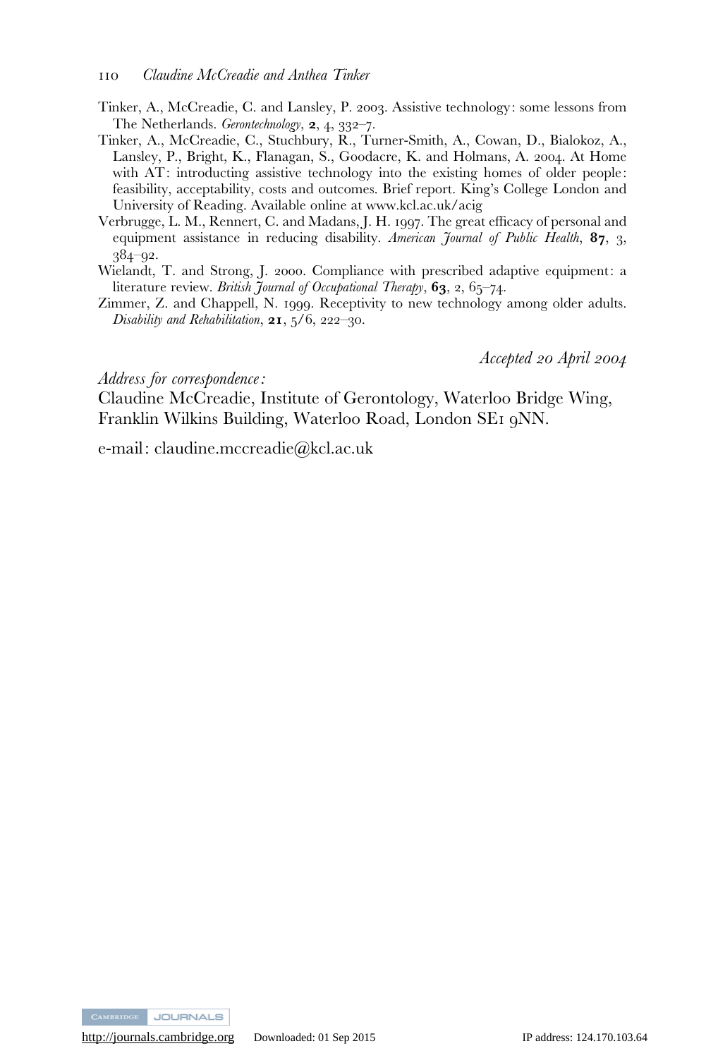Tinker, A., McCreadie, C. and Lansley, P. 2003. Assistive technology: some lessons from The Netherlands. *Gerontechnology*, **2**, 4, 332–7.

Tinker, A., McCreadie, C., Stuchbury, R., Turner-Smith, A., Cowan, D., Bialokoz, A., Lansley, P., Bright, K., Flanagan, S., Goodacre, K. and Holmans, A. 2004. At Home with AT: introducting assistive technology into the existing homes of older people: feasibility, acceptability, costs and outcomes. Brief report. King's College London and University of Reading. Available online at www.kcl.ac.uk/acig

Verbrugge, L. M., Rennert, C. and Madans, J. H. 1997. The great efficacy of personal and equipment assistance in reducing disability. *American Journal of Public Health*, **87**, 3, 384–92.

Wielandt, T. and Strong, J. 2000. Compliance with prescribed adaptive equipment: a literature review. *British Journal of Occupational Therapy*, **63**, 2, 65–74.

Zimmer, Z. and Chappell, N. 1999. Receptivity to new technology among older adults. *Disability and Rehabilitation*, **21**, 5/6, 222–30.

*Accepted 20 April 2004*

*Address for correspondence:*

Claudine McCreadie, Institute of Gerontology, Waterloo Bridge Wing, Franklin Wilkins Building, Waterloo Road, London SE1 9NN.

e-mail: claudine.mccreadie@kcl.ac.uk